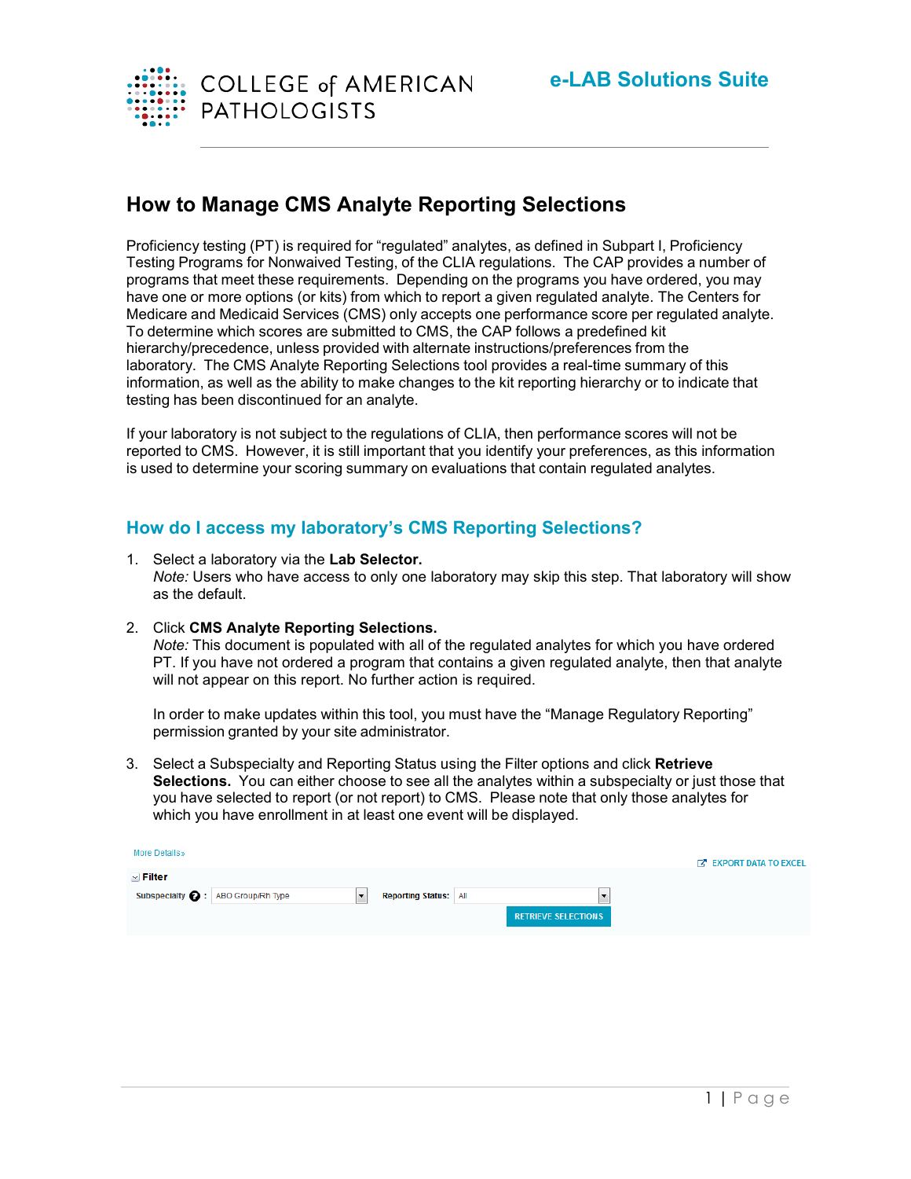COLLEGE of AMERICAN PATHOLOGISTS

e-LAB Solutions Suite

# How to Manage CMS Analyte Reporting Selections

Proficiency testing (PT) is required for "regulated" analytes, as defined in Subpart I, Proficiency Testing Programs for Nonwaived Testing, of the CLIA regulations. The CAP provides a number of programs that meet these requirements. Depending on the programs you have ordered, you may have one or more options (or kits) from which to report a given regulated analyte. The Centers for Medicare and Medicaid Services (CMS) only accepts one performance score per regulated analyte. To determine which scores are submitted to CMS, the CAP follows a predefined kit hierarchy/precedence, unless provided with alternate instructions/preferences from the laboratory. The CMS Analyte Reporting Selections tool provides a real-time summary of this information, as well as the ability to make changes to the kit reporting hierarchy or to indicate that testing has been discontinued for an analyte.

If your laboratory is not subject to the regulations of CLIA, then performance scores will not be reported to CMS. However, it is still important that you identify your preferences, as this information is used to determine your scoring summary on evaluations that contain regulated analytes.

## How do I access my laboratory's CMS Reporting Selections?

1. Select a laboratory via the **Lab Selector.**
   *Note:* Users who have access to only one laboratory may skip this step. That laboratory will show as the default.

2. Click **CMS Analyte Reporting Selections.**
   *Note:* This document is populated with all of the regulated analytes for which you have ordered PT. If you have not ordered a program that contains a given regulated analyte, then that analyte will not appear on this report. No further action is required.

   In order to make updates within this tool, you must have the "Manage Regulatory Reporting" permission granted by your site administrator.

3. Select a Subspecialty and Reporting Status using the Filter options and click **Retrieve Selections.** You can either choose to see all the analytes within a subspecialty or just those that you have selected to report (or not report) to CMS. Please note that only those analytes for which you have enrollment in at least one event will be displayed.

More Details»

EXPORT DATA TO EXCEL

**Filter**

Subspecialty: ABO Group/Rh Type | Reporting Status: All

RETRIEVE SELECTIONS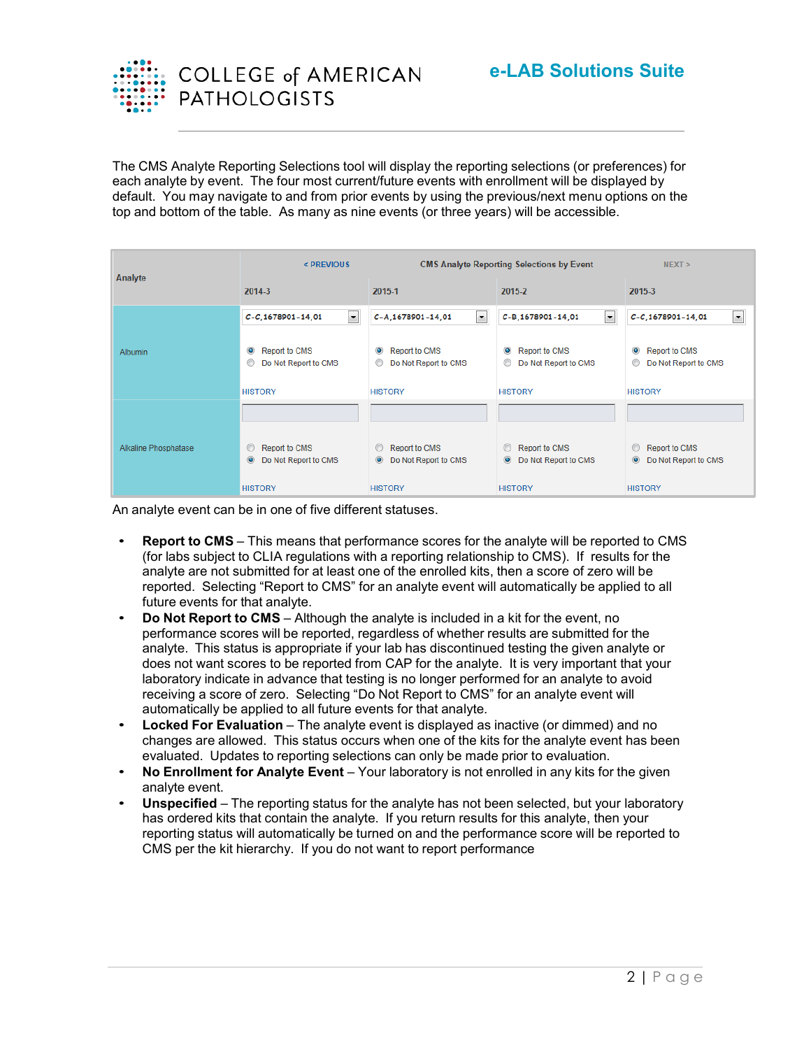The CMS Analyte Reporting Selections tool will display the reporting selections (or preferences) for each analyte by event. The four most current/future events with enrollment will be displayed by default. You may navigate to and from prior events by using the previous/next menu options on the top and bottom of the table. As many as nine events (or three years) will be accessible.

| Analyte | < PREVIOUS | CMS Analyte Reporting Selections by Event | | NEXT > |
|---|---|---|---|---|
| | 2014-3 | 2015-1 | 2015-2 | 2015-3 |
| Albumin | C-C,1678901-14,01<br>◉ Report to CMS<br>○ Do Not Report to CMS<br>HISTORY | C-A,1678901-14,01<br>◉ Report to CMS<br>○ Do Not Report to CMS<br>HISTORY | C-B,1678901-14,01<br>◉ Report to CMS<br>○ Do Not Report to CMS<br>HISTORY | C-C,1678901-14,01<br>◉ Report to CMS<br>○ Do Not Report to CMS<br>HISTORY |
| Alkaline Phosphatase | ○ Report to CMS<br>◉ Do Not Report to CMS<br>HISTORY | ○ Report to CMS<br>◉ Do Not Report to CMS<br>HISTORY | ○ Report to CMS<br>◉ Do Not Report to CMS<br>HISTORY | ○ Report to CMS<br>◉ Do Not Report to CMS<br>HISTORY |

An analyte event can be in one of five different statuses.

- **Report to CMS** – This means that performance scores for the analyte will be reported to CMS (for labs subject to CLIA regulations with a reporting relationship to CMS). If results for the analyte are not submitted for at least one of the enrolled kits, then a score of zero will be reported. Selecting "Report to CMS" for an analyte event will automatically be applied to all future events for that analyte.
- **Do Not Report to CMS** – Although the analyte is included in a kit for the event, no performance scores will be reported, regardless of whether results are submitted for the analyte. This status is appropriate if your lab has discontinued testing the given analyte or does not want scores to be reported from CAP for the analyte. It is very important that your laboratory indicate in advance that testing is no longer performed for an analyte to avoid receiving a score of zero. Selecting "Do Not Report to CMS" for an analyte event will automatically be applied to all future events for that analyte.
- **Locked For Evaluation** – The analyte event is displayed as inactive (or dimmed) and no changes are allowed. This status occurs when one of the kits for the analyte event has been evaluated. Updates to reporting selections can only be made prior to evaluation.
- **No Enrollment for Analyte Event** – Your laboratory is not enrolled in any kits for the given analyte event.
- **Unspecified** – The reporting status for the analyte has not been selected, but your laboratory has ordered kits that contain the analyte. If you return results for this analyte, then your reporting status will automatically be turned on and the performance score will be reported to CMS per the kit hierarchy. If you do not want to report performance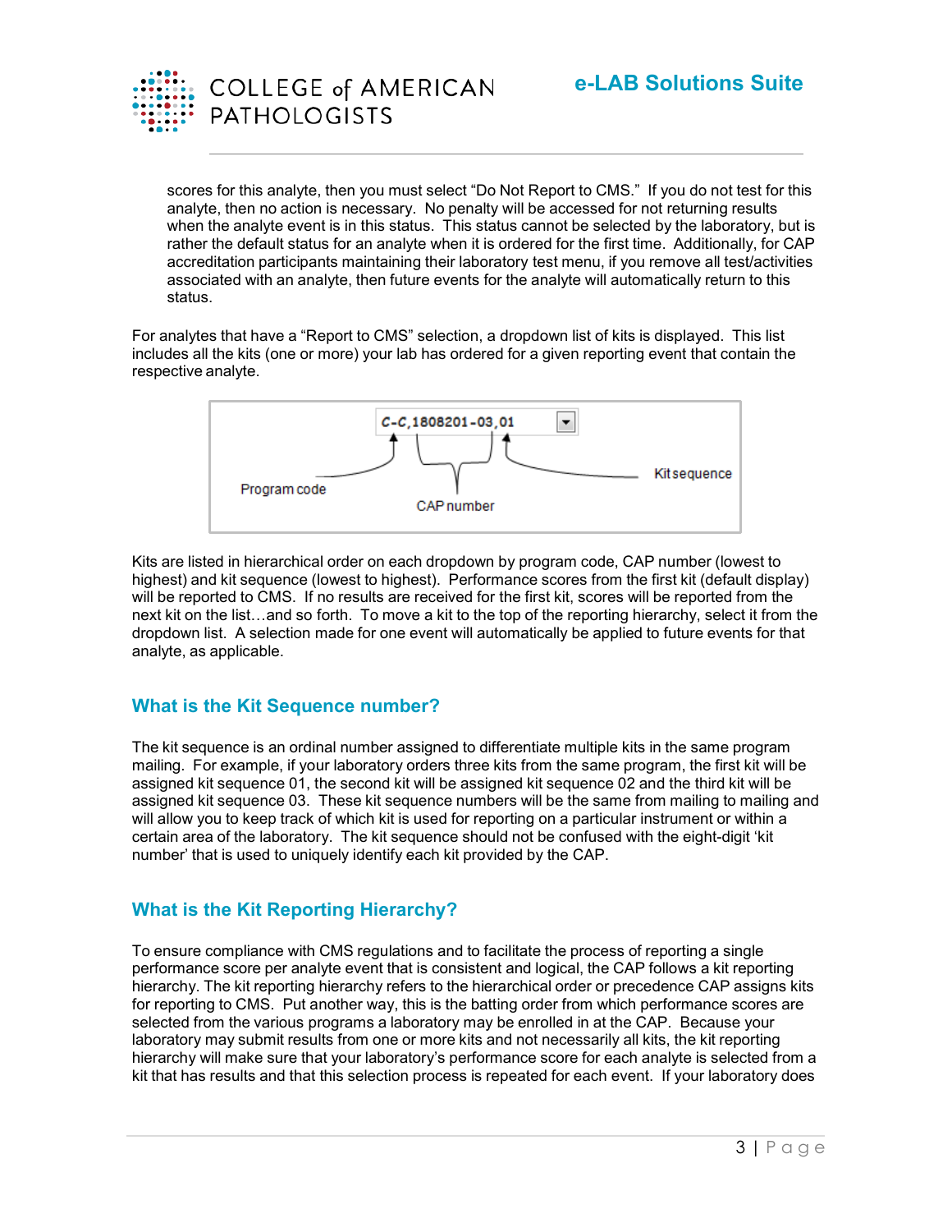scores for this analyte, then you must select "Do Not Report to CMS." If you do not test for this analyte, then no action is necessary. No penalty will be accessed for not returning results when the analyte event is in this status. This status cannot be selected by the laboratory, but is rather the default status for an analyte when it is ordered for the first time. Additionally, for CAP accreditation participants maintaining their laboratory test menu, if you remove all test/activities associated with an analyte, then future events for the analyte will automatically return to this status.

For analytes that have a "Report to CMS" selection, a dropdown list of kits is displayed. This list includes all the kits (one or more) your lab has ordered for a given reporting event that contain the respective analyte.

C-C,1808201-03,01

Program code — CAP number — Kit sequence

Kits are listed in hierarchical order on each dropdown by program code, CAP number (lowest to highest) and kit sequence (lowest to highest). Performance scores from the first kit (default display) will be reported to CMS. If no results are received for the first kit, scores will be reported from the next kit on the list…and so forth. To move a kit to the top of the reporting hierarchy, select it from the dropdown list. A selection made for one event will automatically be applied to future events for that analyte, as applicable.

## What is the Kit Sequence number?

The kit sequence is an ordinal number assigned to differentiate multiple kits in the same program mailing. For example, if your laboratory orders three kits from the same program, the first kit will be assigned kit sequence 01, the second kit will be assigned kit sequence 02 and the third kit will be assigned kit sequence 03. These kit sequence numbers will be the same from mailing to mailing and will allow you to keep track of which kit is used for reporting on a particular instrument or within a certain area of the laboratory. The kit sequence should not be confused with the eight-digit 'kit number' that is used to uniquely identify each kit provided by the CAP.

## What is the Kit Reporting Hierarchy?

To ensure compliance with CMS regulations and to facilitate the process of reporting a single performance score per analyte event that is consistent and logical, the CAP follows a kit reporting hierarchy. The kit reporting hierarchy refers to the hierarchical order or precedence CAP assigns kits for reporting to CMS. Put another way, this is the batting order from which performance scores are selected from the various programs a laboratory may be enrolled in at the CAP. Because your laboratory may submit results from one or more kits and not necessarily all kits, the kit reporting hierarchy will make sure that your laboratory's performance score for each analyte is selected from a kit that has results and that this selection process is repeated for each event. If your laboratory does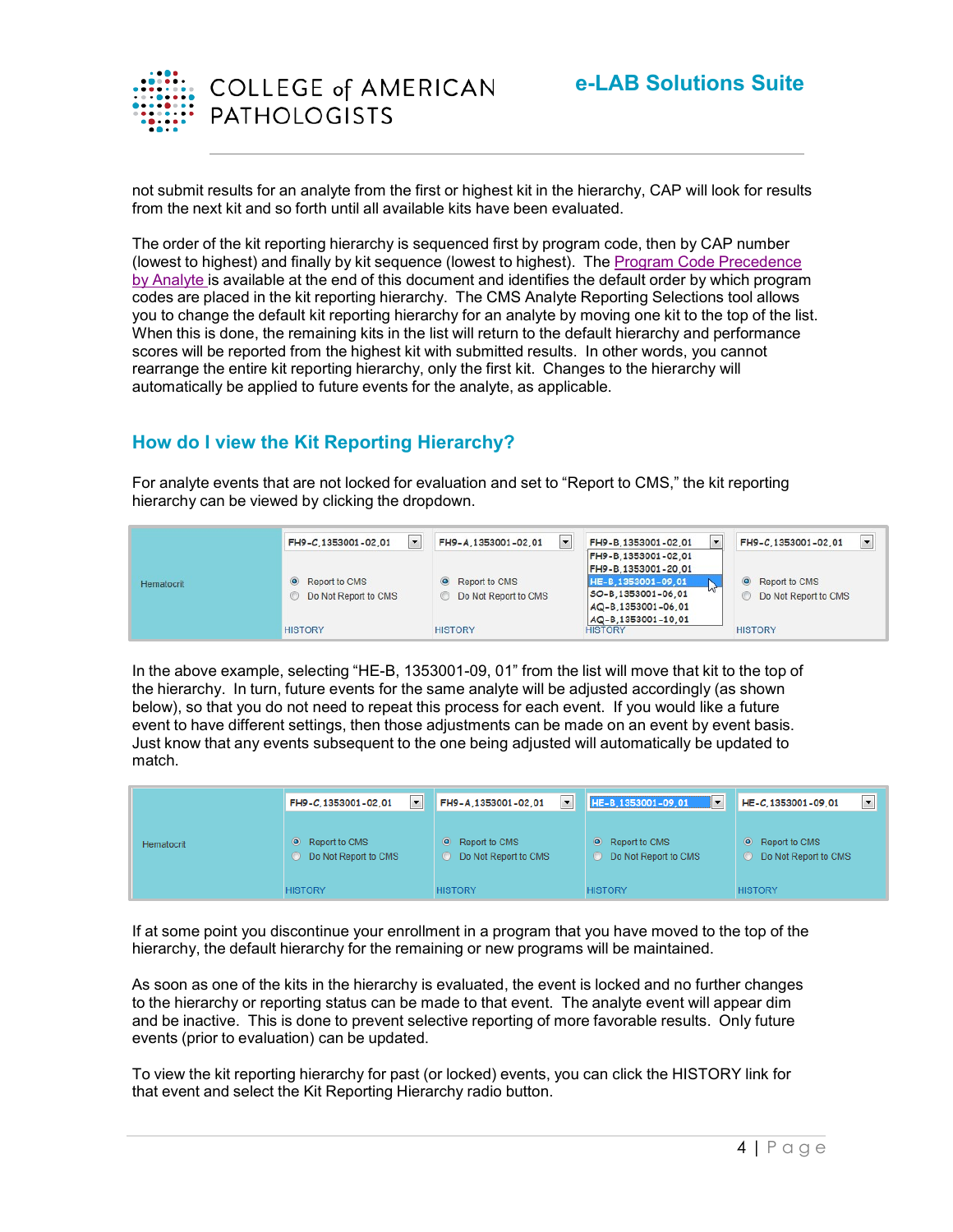not submit results for an analyte from the first or highest kit in the hierarchy, CAP will look for results from the next kit and so forth until all available kits have been evaluated.

The order of the kit reporting hierarchy is sequenced first by program code, then by CAP number (lowest to highest) and finally by kit sequence (lowest to highest). The Program Code Precedence by Analyte is available at the end of this document and identifies the default order by which program codes are placed in the kit reporting hierarchy. The CMS Analyte Reporting Selections tool allows you to change the default kit reporting hierarchy for an analyte by moving one kit to the top of the list. When this is done, the remaining kits in the list will return to the default hierarchy and performance scores will be reported from the highest kit with submitted results. In other words, you cannot rearrange the entire kit reporting hierarchy, only the first kit. Changes to the hierarchy will automatically be applied to future events for the analyte, as applicable.

## How do I view the Kit Reporting Hierarchy?

For analyte events that are not locked for evaluation and set to "Report to CMS," the kit reporting hierarchy can be viewed by clicking the dropdown.

| Hematocrit | FH9-C,1353001-02,01 | FH9-A,1353001-02,01 | FH9-B,1353001-02,01 | FH9-C,1353001-02,01 |
|---|---|---|---|---|
| | ◉ Report to CMS<br>○ Do Not Report to CMS | ◉ Report to CMS<br>○ Do Not Report to CMS | FH9-B,1353001-02,01<br>FH9-B,1353001-20,01<br>HE-B,1353001-09,01<br>SO-B,1353001-06,01<br>AQ-B,1353001-06,01<br>AQ-B,1353001-10,01 | ◉ Report to CMS<br>○ Do Not Report to CMS |
| | HISTORY | HISTORY | HISTORY | HISTORY |

In the above example, selecting "HE-B, 1353001-09, 01" from the list will move that kit to the top of the hierarchy. In turn, future events for the same analyte will be adjusted accordingly (as shown below), so that you do not need to repeat this process for each event. If you would like a future event to have different settings, then those adjustments can be made on an event by event basis. Just know that any events subsequent to the one being adjusted will automatically be updated to match.

| Hematocrit | FH9-C,1353001-02,01 | FH9-A,1353001-02,01 | HE-B,1353001-09,01 | HE-C,1353001-09,01 |
|---|---|---|---|---|
| | ◉ Report to CMS<br>○ Do Not Report to CMS | ◉ Report to CMS<br>○ Do Not Report to CMS | ◉ Report to CMS<br>○ Do Not Report to CMS | ◉ Report to CMS<br>○ Do Not Report to CMS |
| | HISTORY | HISTORY | HISTORY | HISTORY |

If at some point you discontinue your enrollment in a program that you have moved to the top of the hierarchy, the default hierarchy for the remaining or new programs will be maintained.

As soon as one of the kits in the hierarchy is evaluated, the event is locked and no further changes to the hierarchy or reporting status can be made to that event. The analyte event will appear dim and be inactive. This is done to prevent selective reporting of more favorable results. Only future events (prior to evaluation) can be updated.

To view the kit reporting hierarchy for past (or locked) events, you can click the HISTORY link for that event and select the Kit Reporting Hierarchy radio button.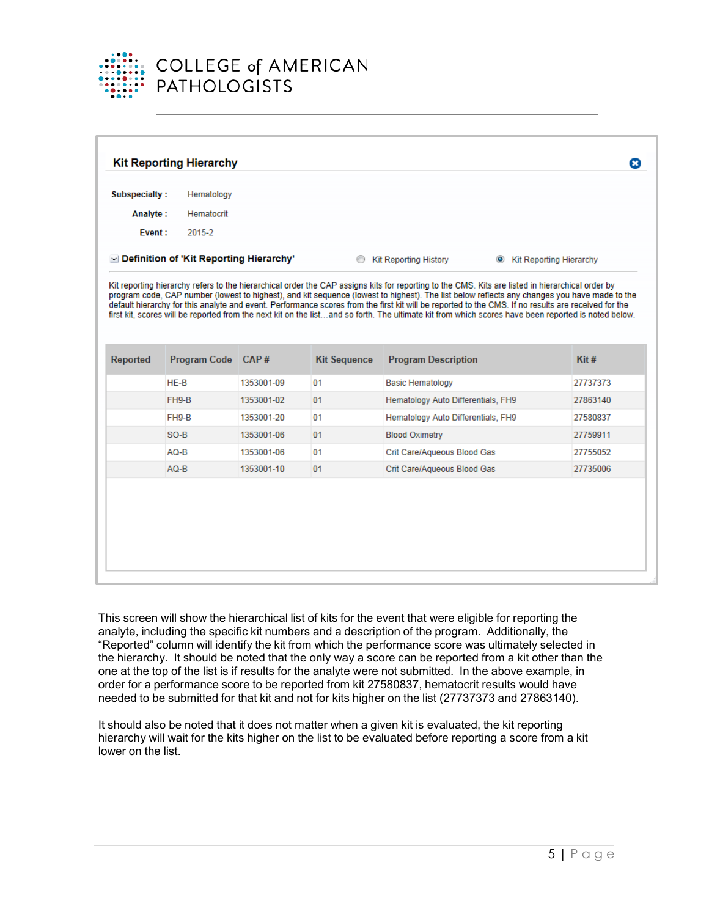## Kit Reporting Hierarchy

**Subspecialty :** Hematology

**Analyte :** Hematocrit

**Event :** 2015-2

**Definition of 'Kit Reporting Hierarchy'** ○ Kit Reporting History ◉ Kit Reporting Hierarchy

Kit reporting hierarchy refers to the hierarchical order the CAP assigns kits for reporting to the CMS. Kits are listed in hierarchical order by program code, CAP number (lowest to highest), and kit sequence (lowest to highest). The list below reflects any changes you have made to the default hierarchy for this analyte and event. Performance scores from the first kit will be reported to the CMS. If no results are received for the first kit, scores will be reported from the next kit on the list…and so forth. The ultimate kit from which scores have been reported is noted below.

| Reported | Program Code | CAP # | Kit Sequence | Program Description | Kit # |
|---|---|---|---|---|---|
| | HE-B | 1353001-09 | 01 | Basic Hematology | 27737373 |
| | FH9-B | 1353001-02 | 01 | Hematology Auto Differentials, FH9 | 27863140 |
| | FH9-B | 1353001-20 | 01 | Hematology Auto Differentials, FH9 | 27580837 |
| | SO-B | 1353001-06 | 01 | Blood Oximetry | 27759911 |
| | AQ-B | 1353001-06 | 01 | Crit Care/Aqueous Blood Gas | 27755052 |
| | AQ-B | 1353001-10 | 01 | Crit Care/Aqueous Blood Gas | 27735006 |

This screen will show the hierarchical list of kits for the event that were eligible for reporting the analyte, including the specific kit numbers and a description of the program. Additionally, the "Reported" column will identify the kit from which the performance score was ultimately selected in the hierarchy. It should be noted that the only way a score can be reported from a kit other than the one at the top of the list is if results for the analyte were not submitted. In the above example, in order for a performance score to be reported from kit 27580837, hematocrit results would have needed to be submitted for that kit and not for kits higher on the list (27737373 and 27863140).

It should also be noted that it does not matter when a given kit is evaluated, the kit reporting hierarchy will wait for the kits higher on the list to be evaluated before reporting a score from a kit lower on the list.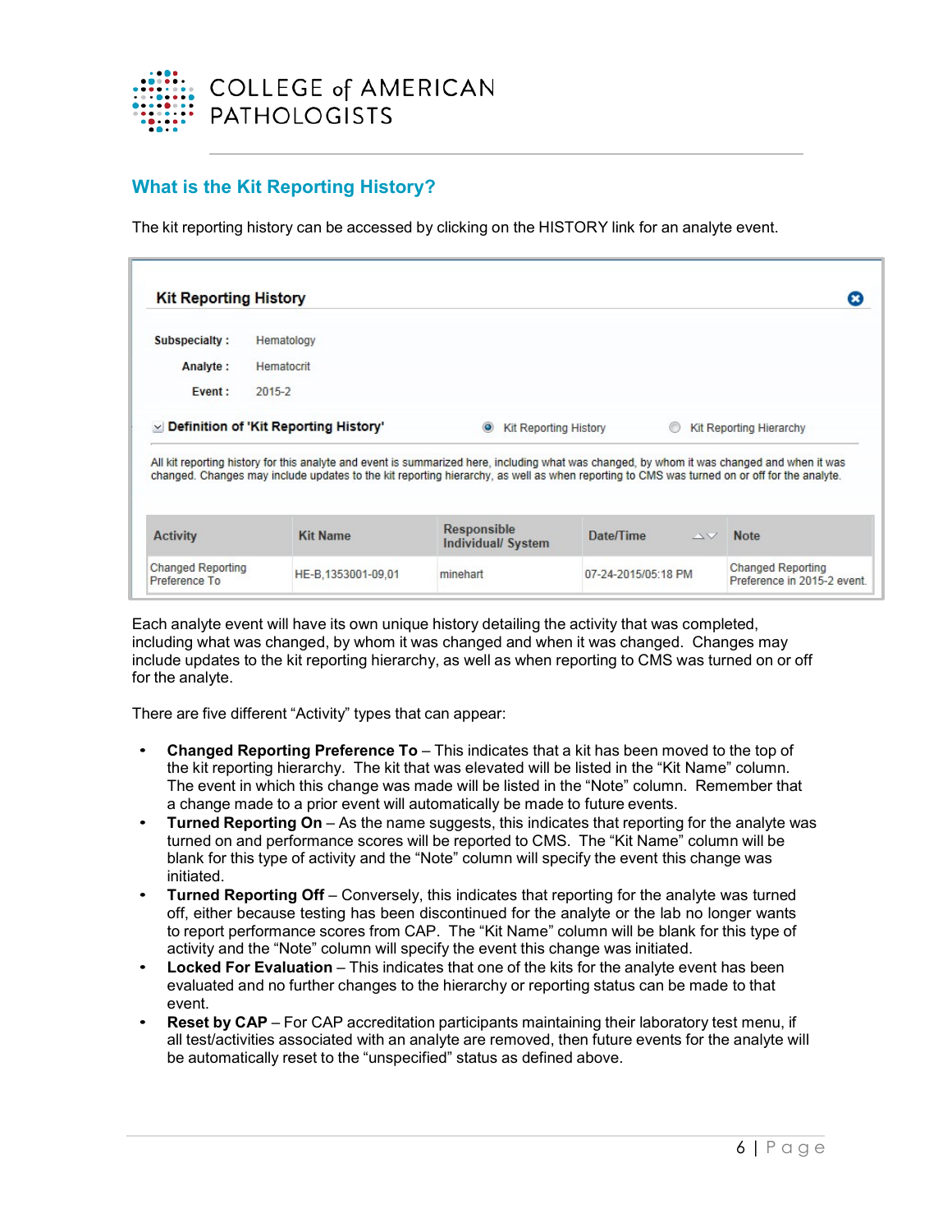## What is the Kit Reporting History?

The kit reporting history can be accessed by clicking on the HISTORY link for an analyte event.

**Kit Reporting History**

**Subspecialty :** Hematology
**Analyte :** Hematocrit
**Event :** 2015-2

**Definition of 'Kit Reporting History'** — Kit Reporting History / Kit Reporting Hierarchy

All kit reporting history for this analyte and event is summarized here, including what was changed, by whom it was changed and when it was changed. Changes may include updates to the kit reporting hierarchy, as well as when reporting to CMS was turned on or off for the analyte.

| Activity | Kit Name | Responsible Individual/ System | Date/Time | Note |
|---|---|---|---|---|
| Changed Reporting Preference To | HE-B,1353001-09,01 | minehart | 07-24-2015/05:18 PM | Changed Reporting Preference in 2015-2 event. |

Each analyte event will have its own unique history detailing the activity that was completed, including what was changed, by whom it was changed and when it was changed. Changes may include updates to the kit reporting hierarchy, as well as when reporting to CMS was turned on or off for the analyte.

There are five different "Activity" types that can appear:

- **Changed Reporting Preference To** – This indicates that a kit has been moved to the top of the kit reporting hierarchy. The kit that was elevated will be listed in the "Kit Name" column. The event in which this change was made will be listed in the "Note" column. Remember that a change made to a prior event will automatically be made to future events.
- **Turned Reporting On** – As the name suggests, this indicates that reporting for the analyte was turned on and performance scores will be reported to CMS. The "Kit Name" column will be blank for this type of activity and the "Note" column will specify the event this change was initiated.
- **Turned Reporting Off** – Conversely, this indicates that reporting for the analyte was turned off, either because testing has been discontinued for the analyte or the lab no longer wants to report performance scores from CAP. The "Kit Name" column will be blank for this type of activity and the "Note" column will specify the event this change was initiated.
- **Locked For Evaluation** – This indicates that one of the kits for the analyte event has been evaluated and no further changes to the hierarchy or reporting status can be made to that event.
- **Reset by CAP** – For CAP accreditation participants maintaining their laboratory test menu, if all test/activities associated with an analyte are removed, then future events for the analyte will be automatically reset to the "unspecified" status as defined above.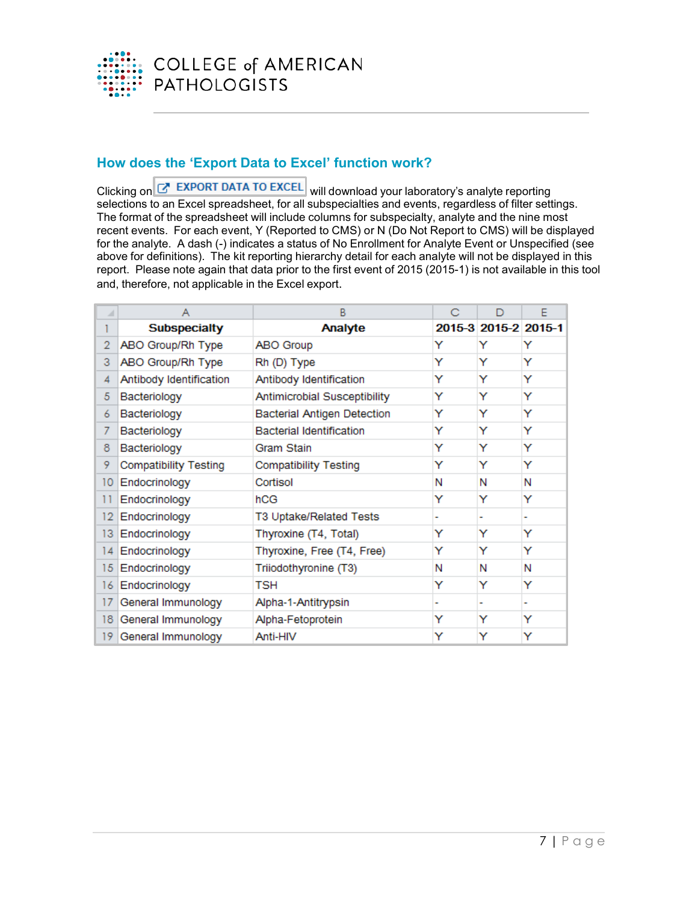## How does the 'Export Data to Excel' function work?

Clicking on EXPORT DATA TO EXCEL will download your laboratory's analyte reporting selections to an Excel spreadsheet, for all subspecialties and events, regardless of filter settings. The format of the spreadsheet will include columns for subspecialty, analyte and the nine most recent events. For each event, Y (Reported to CMS) or N (Do Not Report to CMS) will be displayed for the analyte. A dash (-) indicates a status of No Enrollment for Analyte Event or Unspecified (see above for definitions). The kit reporting hierarchy detail for each analyte will not be displayed in this report. Please note again that data prior to the first event of 2015 (2015-1) is not available in this tool and, therefore, not applicable in the Excel export.

| | A | B | C | D | E |
|---|---|---|---|---|---|
| 1 | **Subspecialty** | **Analyte** | **2015-3** | **2015-2** | **2015-1** |
| 2 | ABO Group/Rh Type | ABO Group | Y | Y | Y |
| 3 | ABO Group/Rh Type | Rh (D) Type | Y | Y | Y |
| 4 | Antibody Identification | Antibody Identification | Y | Y | Y |
| 5 | Bacteriology | Antimicrobial Susceptibility | Y | Y | Y |
| 6 | Bacteriology | Bacterial Antigen Detection | Y | Y | Y |
| 7 | Bacteriology | Bacterial Identification | Y | Y | Y |
| 8 | Bacteriology | Gram Stain | Y | Y | Y |
| 9 | Compatibility Testing | Compatibility Testing | Y | Y | Y |
| 10 | Endocrinology | Cortisol | N | N | N |
| 11 | Endocrinology | hCG | Y | Y | Y |
| 12 | Endocrinology | T3 Uptake/Related Tests | - | - | - |
| 13 | Endocrinology | Thyroxine (T4, Total) | Y | Y | Y |
| 14 | Endocrinology | Thyroxine, Free (T4, Free) | Y | Y | Y |
| 15 | Endocrinology | Triiodothyronine (T3) | N | N | N |
| 16 | Endocrinology | TSH | Y | Y | Y |
| 17 | General Immunology | Alpha-1-Antitrypsin | - | - | - |
| 18 | General Immunology | Alpha-Fetoprotein | Y | Y | Y |
| 19 | General Immunology | Anti-HIV | Y | Y | Y |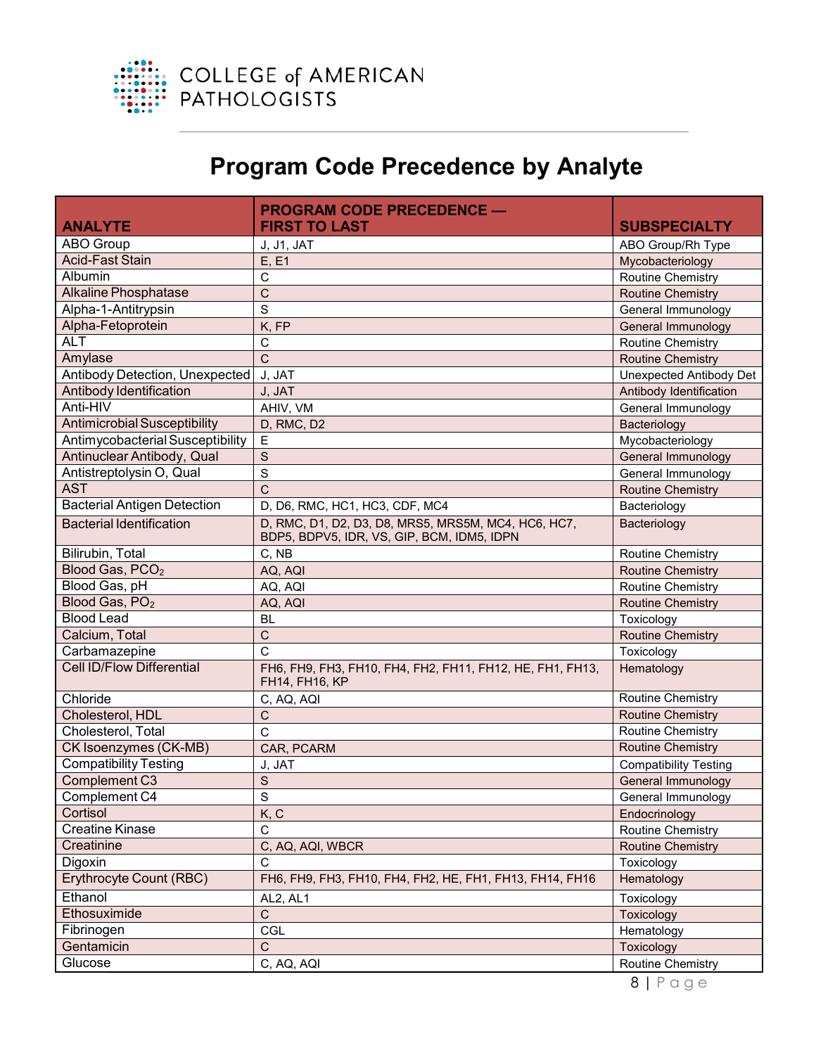# Program Code Precedence by Analyte

| ANALYTE | PROGRAM CODE PRECEDENCE — FIRST TO LAST | SUBSPECIALTY |
|---|---|---|
| ABO Group | J, J1, JAT | ABO Group/Rh Type |
| Acid-Fast Stain | E, E1 | Mycobacteriology |
| Albumin | C | Routine Chemistry |
| Alkaline Phosphatase | C | Routine Chemistry |
| Alpha-1-Antitrypsin | S | General Immunology |
| Alpha-Fetoprotein | K, FP | General Immunology |
| ALT | C | Routine Chemistry |
| Amylase | C | Routine Chemistry |
| Antibody Detection, Unexpected | J, JAT | Unexpected Antibody Det |
| Antibody Identification | J, JAT | Antibody Identification |
| Anti-HIV | AHIV, VM | General Immunology |
| Antimicrobial Susceptibility | D, RMC, D2 | Bacteriology |
| Antimycobacterial Susceptibility | E | Mycobacteriology |
| Antinuclear Antibody, Qual | S | General Immunology |
| Antistreptolysin O, Qual | S | General Immunology |
| AST | C | Routine Chemistry |
| Bacterial Antigen Detection | D, D6, RMC, HC1, HC3, CDF, MC4 | Bacteriology |
| Bacterial Identification | D, RMC, D1, D2, D3, D8, MRS5, MRS5M, MC4, HC6, HC7, BDP5, BDPV5, IDR, VS, GIP, BCM, IDM5, IDPN | Bacteriology |
| Bilirubin, Total | C, NB | Routine Chemistry |
| Blood Gas, $PCO_2$ | AQ, AQI | Routine Chemistry |
| Blood Gas, pH | AQ, AQI | Routine Chemistry |
| Blood Gas, $PO_2$ | AQ, AQI | Routine Chemistry |
| Blood Lead | BL | Toxicology |
| Calcium, Total | C | Routine Chemistry |
| Carbamazepine | C | Toxicology |
| Cell ID/Flow Differential | FH6, FH9, FH3, FH10, FH4, FH2, FH11, FH12, HE, FH1, FH13, FH14, FH16, KP | Hematology |
| Chloride | C, AQ, AQI | Routine Chemistry |
| Cholesterol, HDL | C | Routine Chemistry |
| Cholesterol, Total | C | Routine Chemistry |
| CK Isoenzymes (CK-MB) | CAR, PCARM | Routine Chemistry |
| Compatibility Testing | J, JAT | Compatibility Testing |
| Complement C3 | S | General Immunology |
| Complement C4 | S | General Immunology |
| Cortisol | K, C | Endocrinology |
| Creatine Kinase | C | Routine Chemistry |
| Creatinine | C, AQ, AQI, WBCR | Routine Chemistry |
| Digoxin | C | Toxicology |
| Erythrocyte Count (RBC) | FH6, FH9, FH3, FH10, FH4, FH2, HE, FH1, FH13, FH14, FH16 | Hematology |
| Ethanol | AL2, AL1 | Toxicology |
| Ethosuximide | C | Toxicology |
| Fibrinogen | CGL | Hematology |
| Gentamicin | C | Toxicology |
| Glucose | C, AQ, AQI | Routine Chemistry |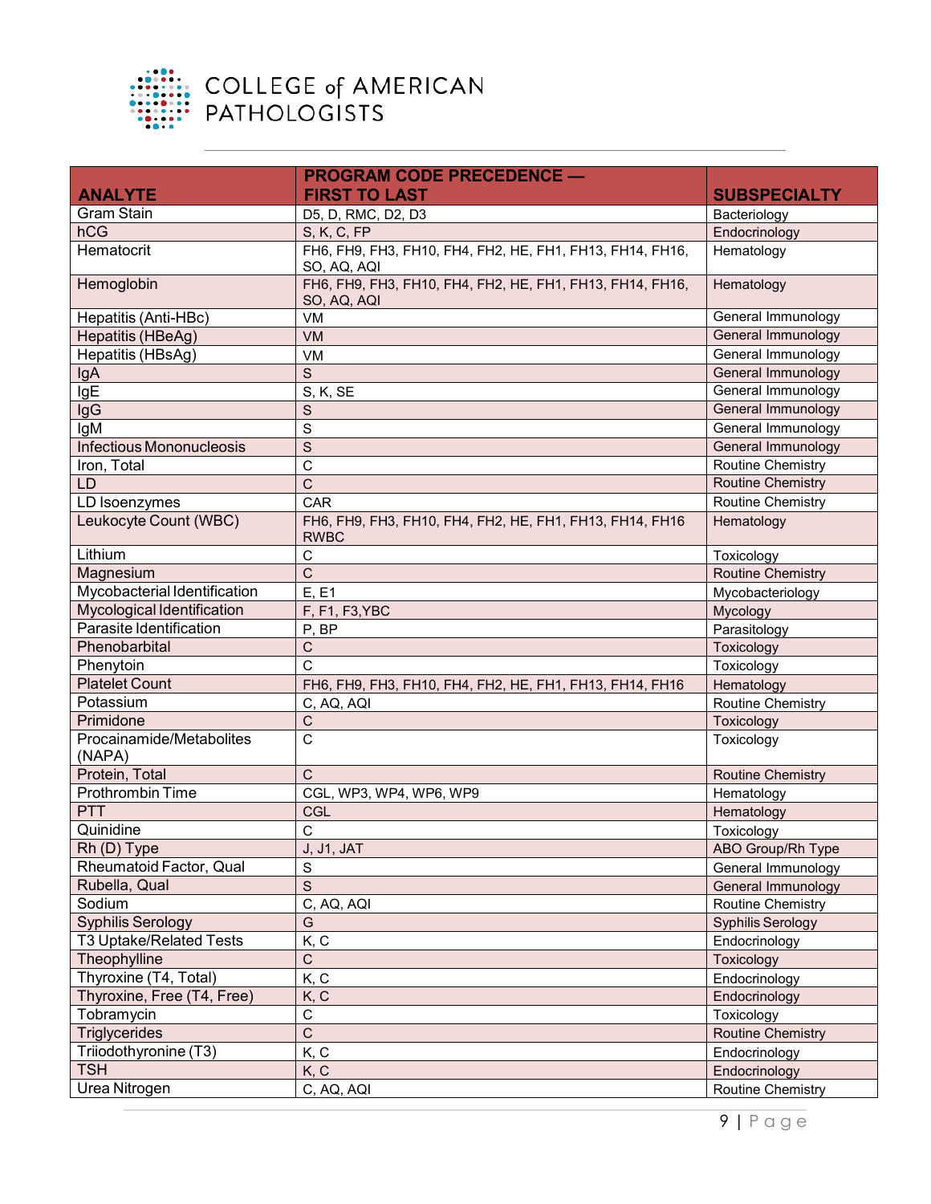| ANALYTE | PROGRAM CODE PRECEDENCE — FIRST TO LAST | SUBSPECIALTY |
|---|---|---|
| Gram Stain | D5, D, RMC, D2, D3 | Bacteriology |
| hCG | S, K, C, FP | Endocrinology |
| Hematocrit | FH6, FH9, FH3, FH10, FH4, FH2, HE, FH1, FH13, FH14, FH16, SO, AQ, AQI | Hematology |
| Hemoglobin | FH6, FH9, FH3, FH10, FH4, FH2, HE, FH1, FH13, FH14, FH16, SO, AQ, AQI | Hematology |
| Hepatitis (Anti-HBc) | VM | General Immunology |
| Hepatitis (HBeAg) | VM | General Immunology |
| Hepatitis (HBsAg) | VM | General Immunology |
| IgA | S | General Immunology |
| IgE | S, K, SE | General Immunology |
| IgG | S | General Immunology |
| IgM | S | General Immunology |
| Infectious Mononucleosis | S | General Immunology |
| Iron, Total | C | Routine Chemistry |
| LD | C | Routine Chemistry |
| LD Isoenzymes | CAR | Routine Chemistry |
| Leukocyte Count (WBC) | FH6, FH9, FH3, FH10, FH4, FH2, HE, FH1, FH13, FH14, FH16 RWBC | Hematology |
| Lithium | C | Toxicology |
| Magnesium | C | Routine Chemistry |
| Mycobacterial Identification | E, E1 | Mycobacteriology |
| Mycological Identification | F, F1, F3,YBC | Mycology |
| Parasite Identification | P, BP | Parasitology |
| Phenobarbital | C | Toxicology |
| Phenytoin | C | Toxicology |
| Platelet Count | FH6, FH9, FH3, FH10, FH4, FH2, HE, FH1, FH13, FH14, FH16 | Hematology |
| Potassium | C, AQ, AQI | Routine Chemistry |
| Primidone | C | Toxicology |
| Procainamide/Metabolites (NAPA) | C | Toxicology |
| Protein, Total | C | Routine Chemistry |
| Prothrombin Time | CGL, WP3, WP4, WP6, WP9 | Hematology |
| PTT | CGL | Hematology |
| Quinidine | C | Toxicology |
| Rh (D) Type | J, J1, JAT | ABO Group/Rh Type |
| Rheumatoid Factor, Qual | S | General Immunology |
| Rubella, Qual | S | General Immunology |
| Sodium | C, AQ, AQI | Routine Chemistry |
| Syphilis Serology | G | Syphilis Serology |
| T3 Uptake/Related Tests | K, C | Endocrinology |
| Theophylline | C | Toxicology |
| Thyroxine (T4, Total) | K, C | Endocrinology |
| Thyroxine, Free (T4, Free) | K, C | Endocrinology |
| Tobramycin | C | Toxicology |
| Triglycerides | C | Routine Chemistry |
| Triiodothyronine (T3) | K, C | Endocrinology |
| TSH | K, C | Endocrinology |
| Urea Nitrogen | C, AQ, AQI | Routine Chemistry |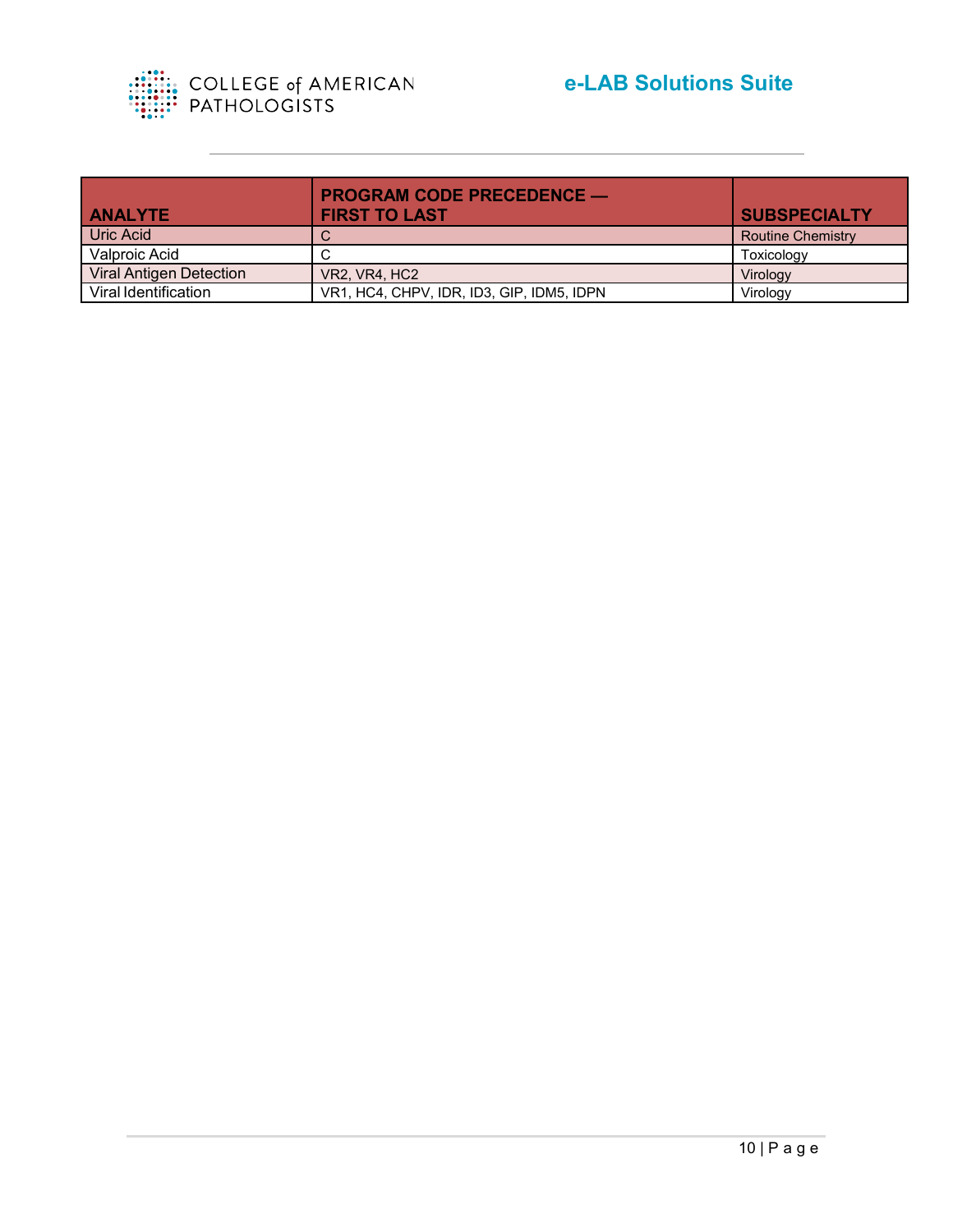| ANALYTE | PROGRAM CODE PRECEDENCE — FIRST TO LAST | SUBSPECIALTY |
|---|---|---|
| Uric Acid | C | Routine Chemistry |
| Valproic Acid | C | Toxicology |
| Viral Antigen Detection | VR2, VR4, HC2 | Virology |
| Viral Identification | VR1, HC4, CHPV, IDR, ID3, GIP, IDM5, IDPN | Virology |